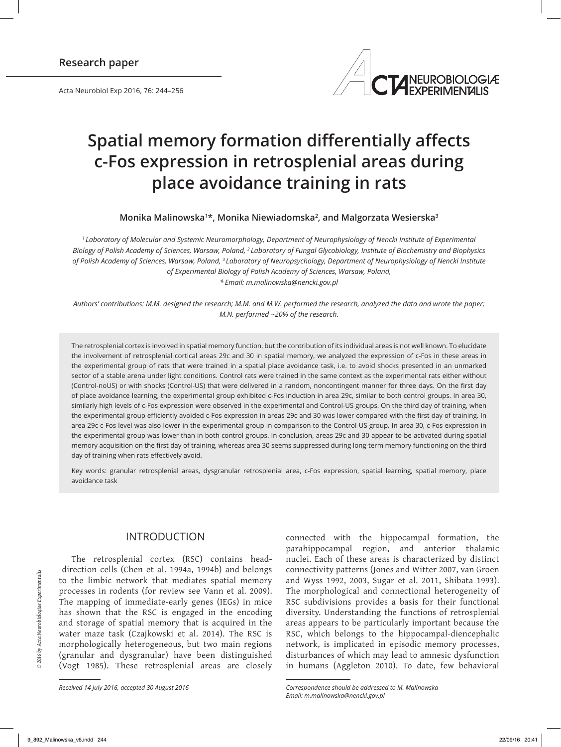Research paper

# Spatial memory formation differentially affects c-Fos expression in retrosplenial areas during place avoidance training in rats

**Monika Malinowska[1]*, Monika Niewiadomska[2], and Malgorzata Wesierska[3]**

*[1] Laboratory of Molecular and Systemic Neuromorphology, Department of Neurophysiology of Nencki Institute of Experimental Biology of Polish Academy of Sciences, Warsaw, Poland, [2] Laboratory of Fungal Glycobiology, Institute of Biochemistry and Biophysics of Polish Academy of Sciences, Warsaw, Poland, [3] Laboratory of Neuropsychology, Department of Neurophysiology of Nencki Institute of Experimental Biology of Polish Academy of Sciences, Warsaw, Poland,*
*\* Email: m.malinowska@nencki.gov.pl*

*Authors' contributions: M.M. designed the research; M.M. and M.W. performed the research, analyzed the data and wrote the paper; M.N. performed ~20% of the research.*

The retrosplenial cortex is involved in spatial memory function, but the contribution of its individual areas is not well known. To elucidate the involvement of retrosplenial cortical areas 29c and 30 in spatial memory, we analyzed the expression of c-Fos in these areas in the experimental group of rats that were trained in a spatial place avoidance task, i.e. to avoid shocks presented in an unmarked sector of a stable arena under light conditions. Control rats were trained in the same context as the experimental rats either without (Control-noUS) or with shocks (Control-US) that were delivered in a random, noncontingent manner for three days. On the first day of place avoidance learning, the experimental group exhibited c-Fos induction in area 29c, similar to both control groups. In area 30, similarly high levels of c-Fos expression were observed in the experimental and Control-US groups. On the third day of training, when the experimental group efficiently avoided c-Fos expression in areas 29c and 30 was lower compared with the first day of training. In area 29c c-Fos level was also lower in the experimental group in comparison to the Control-US group. In area 30, c-Fos expression in the experimental group was lower than in both control groups. In conclusion, areas 29c and 30 appear to be activated during spatial memory acquisition on the first day of training, whereas area 30 seems suppressed during long-term memory functioning on the third day of training when rats effectively avoid.

Key words: granular retrosplenial areas, dysgranular retrosplenial area, c-Fos expression, spatial learning, spatial memory, place avoidance task

## INTRODUCTION

The retrosplenial cortex (RSC) contains head-direction cells (Chen et al. 1994a, 1994b) and belongs to the limbic network that mediates spatial memory processes in rodents (for review see Vann et al. 2009). The mapping of immediate-early genes (IEGs) in mice has shown that the RSC is engaged in the encoding and storage of spatial memory that is acquired in the water maze task (Czajkowski et al. 2014). The RSC is morphologically heterogeneous, but two main regions (granular and dysgranular) have been distinguished (Vogt 1985). These retrosplenial areas are closely connected with the hippocampal formation, the parahippocampal region, and anterior thalamic nuclei. Each of these areas is characterized by distinct connectivity patterns (Jones and Witter 2007, van Groen and Wyss 1992, 2003, Sugar et al. 2011, Shibata 1993). The morphological and connectional heterogeneity of RSC subdivisions provides a basis for their functional diversity. Understanding the functions of retrosplenial areas appears to be particularly important because the RSC, which belongs to the hippocampal-diencephalic network, is implicated in episodic memory processes, disturbances of which may lead to amnesic dysfunction in humans (Aggleton 2010). To date, few behavioral

*Received 14 July 2016, accepted 30 August 2016*

*Correspondence should be addressed to M. Malinowska*
*Email: m.malinowska@nencki.gov.pl*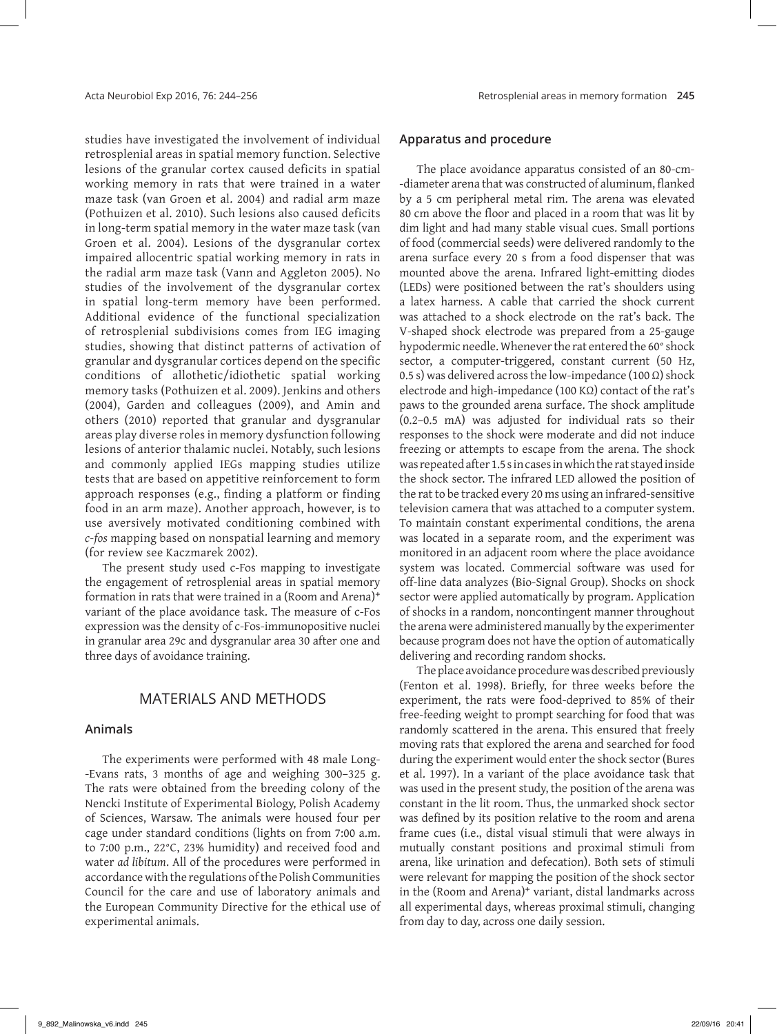studies have investigated the involvement of individual retrosplenial areas in spatial memory function. Selective lesions of the granular cortex caused deficits in spatial working memory in rats that were trained in a water maze task (van Groen et al. 2004) and radial arm maze (Pothuizen et al. 2010). Such lesions also caused deficits in long-term spatial memory in the water maze task (van Groen et al. 2004). Lesions of the dysgranular cortex impaired allocentric spatial working memory in rats in the radial arm maze task (Vann and Aggleton 2005). No studies of the involvement of the dysgranular cortex in spatial long-term memory have been performed. Additional evidence of the functional specialization of retrosplenial subdivisions comes from IEG imaging studies, showing that distinct patterns of activation of granular and dysgranular cortices depend on the specific conditions of allothetic/idiothetic spatial working memory tasks (Pothuizen et al. 2009). Jenkins and others (2004), Garden and colleagues (2009), and Amin and others (2010) reported that granular and dysgranular areas play diverse roles in memory dysfunction following lesions of anterior thalamic nuclei. Notably, such lesions and commonly applied IEGs mapping studies utilize tests that are based on appetitive reinforcement to form approach responses (e.g., finding a platform or finding food in an arm maze). Another approach, however, is to use aversively motivated conditioning combined with *c-fos* mapping based on nonspatial learning and memory (for review see Kaczmarek 2002).

The present study used c-Fos mapping to investigate the engagement of retrosplenial areas in spatial memory formation in rats that were trained in a (Room and Arena)+ variant of the place avoidance task. The measure of c-Fos expression was the density of c-Fos-immunopositive nuclei in granular area 29c and dysgranular area 30 after one and three days of avoidance training.

## MATERIALS AND METHODS

### Animals

The experiments were performed with 48 male Long-Evans rats, 3 months of age and weighing 300–325 g. The rats were obtained from the breeding colony of the Nencki Institute of Experimental Biology, Polish Academy of Sciences, Warsaw. The animals were housed four per cage under standard conditions (lights on from 7:00 a.m. to 7:00 p.m., 22°C, 23% humidity) and received food and water *ad libitum*. All of the procedures were performed in accordance with the regulations of the Polish Communities Council for the care and use of laboratory animals and the European Community Directive for the ethical use of experimental animals.

### Apparatus and procedure

The place avoidance apparatus consisted of an 80-cm-diameter arena that was constructed of aluminum, flanked by a 5 cm peripheral metal rim. The arena was elevated 80 cm above the floor and placed in a room that was lit by dim light and had many stable visual cues. Small portions of food (commercial seeds) were delivered randomly to the arena surface every 20 s from a food dispenser that was mounted above the arena. Infrared light-emitting diodes (LEDs) were positioned between the rat's shoulders using a latex harness. A cable that carried the shock current was attached to a shock electrode on the rat's back. The V-shaped shock electrode was prepared from a 25-gauge hypodermic needle. Whenever the rat entered the 60° shock sector, a computer-triggered, constant current (50 Hz, 0.5 s) was delivered across the low-impedance (100 Ω) shock electrode and high-impedance (100 KΩ) contact of the rat's paws to the grounded arena surface. The shock amplitude (0.2–0.5 mA) was adjusted for individual rats so their responses to the shock were moderate and did not induce freezing or attempts to escape from the arena. The shock was repeated after 1.5 s in cases in which the rat stayed inside the shock sector. The infrared LED allowed the position of the rat to be tracked every 20 ms using an infrared-sensitive television camera that was attached to a computer system. To maintain constant experimental conditions, the arena was located in a separate room, and the experiment was monitored in an adjacent room where the place avoidance system was located. Commercial software was used for off-line data analyzes (Bio-Signal Group). Shocks on shock sector were applied automatically by program. Application of shocks in a random, noncontingent manner throughout the arena were administered manually by the experimenter because program does not have the option of automatically delivering and recording random shocks.

The place avoidance procedure was described previously (Fenton et al. 1998). Briefly, for three weeks before the experiment, the rats were food-deprived to 85% of their free-feeding weight to prompt searching for food that was randomly scattered in the arena. This ensured that freely moving rats that explored the arena and searched for food during the experiment would enter the shock sector (Bures et al. 1997). In a variant of the place avoidance task that was used in the present study, the position of the arena was constant in the lit room. Thus, the unmarked shock sector was defined by its position relative to the room and arena frame cues (i.e., distal visual stimuli that were always in mutually constant positions and proximal stimuli from arena, like urination and defecation). Both sets of stimuli were relevant for mapping the position of the shock sector in the (Room and Arena)+ variant, distal landmarks across all experimental days, whereas proximal stimuli, changing from day to day, across one daily session.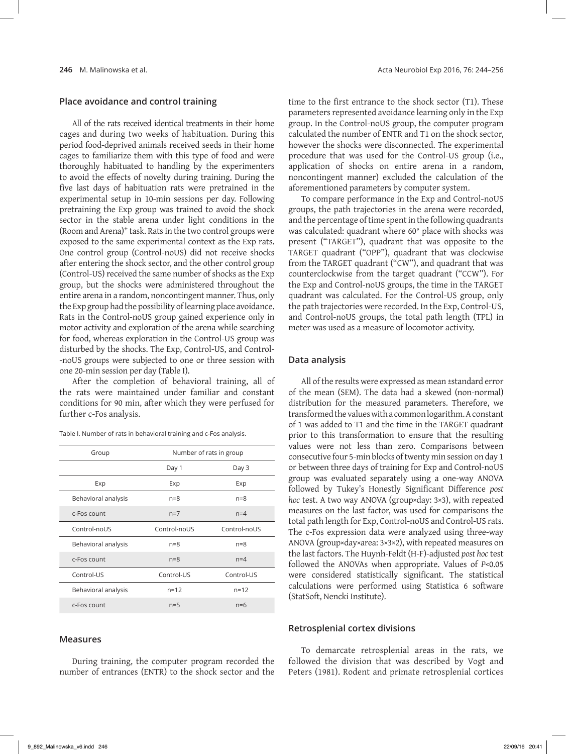## Place avoidance and control training

All of the rats received identical treatments in their home cages and during two weeks of habituation. During this period food-deprived animals received seeds in their home cages to familiarize them with this type of food and were thoroughly habituated to handling by the experimenters to avoid the effects of novelty during training. During the five last days of habituation rats were pretrained in the experimental setup in 10-min sessions per day. Following pretraining the Exp group was trained to avoid the shock sector in the stable arena under light conditions in the (Room and Arena)⁺ task. Rats in the two control groups were exposed to the same experimental context as the Exp rats. One control group (Control-noUS) did not receive shocks after entering the shock sector, and the other control group (Control-US) received the same number of shocks as the Exp group, but the shocks were administered throughout the entire arena in a random, noncontingent manner. Thus, only the Exp group had the possibility of learning place avoidance. Rats in the Control-noUS group gained experience only in motor activity and exploration of the arena while searching for food, whereas exploration in the Control-US group was disturbed by the shocks. The Exp, Control-US, and Control-noUS groups were subjected to one or three session with one 20-min session per day (Table I).

After the completion of behavioral training, all of the rats were maintained under familiar and constant conditions for 90 min, after which they were perfused for further c-Fos analysis.

Table I. Number of rats in behavioral training and c-Fos analysis.

| Group | Number of rats in group | |
|---|---|---|
| | Day 1 | Day 3 |
| Exp | Exp | Exp |
| Behavioral analysis | n=8 | n=8 |
| c-Fos count | n=7 | n=4 |
| Control-noUS | Control-noUS | Control-noUS |
| Behavioral analysis | n=8 | n=8 |
| c-Fos count | n=8 | n=4 |
| Control-US | Control-US | Control-US |
| Behavioral analysis | n=12 | n=12 |
| c-Fos count | n=5 | n=6 |

## Measures

During training, the computer program recorded the number of entrances (ENTR) to the shock sector and the time to the first entrance to the shock sector (T1). These parameters represented avoidance learning only in the Exp group. In the Control-noUS group, the computer program calculated the number of ENTR and T1 on the shock sector, however the shocks were disconnected. The experimental procedure that was used for the Control-US group (i.e., application of shocks on entire arena in a random, noncontingent manner) excluded the calculation of the aforementioned parameters by computer system.

To compare performance in the Exp and Control-noUS groups, the path trajectories in the arena were recorded, and the percentage of time spent in the following quadrants was calculated: quadrant where 60° place with shocks was present ("TARGET"), quadrant that was opposite to the TARGET quadrant ("OPP"), quadrant that was clockwise from the TARGET quadrant ("CW"), and quadrant that was counterclockwise from the target quadrant ("CCW"). For the Exp and Control-noUS groups, the time in the TARGET quadrant was calculated. For the Control-US group, only the path trajectories were recorded. In the Exp, Control-US, and Control-noUS groups, the total path length (TPL) in meter was used as a measure of locomotor activity.

## Data analysis

All of the results were expressed as mean ±standard error of the mean (SEM). The data had a skewed (non-normal) distribution for the measured parameters. Therefore, we transformed the values with a common logarithm. A constant of 1 was added to T1 and the time in the TARGET quadrant prior to this transformation to ensure that the resulting values were not less than zero. Comparisons between consecutive four 5-min blocks of twenty min session on day 1 or between three days of training for Exp and Control-noUS group was evaluated separately using a one-way ANOVA followed by Tukey's Honestly Significant Difference *post hoc* test. A two way ANOVA (group×day: 3×3), with repeated measures on the last factor, was used for comparisons the total path length for Exp, Control-noUS and Control-US rats. The c-Fos expression data were analyzed using three-way ANOVA (group×day×area: 3×3×2), with repeated measures on the last factors. The Huynh-Feldt (H-F)-adjusted *post hoc* test followed the ANOVAs when appropriate. Values of $P<0.05$ were considered statistically significant. The statistical calculations were performed using Statistica 6 software (StatSoft, Nencki Institute).

## Retrosplenial cortex divisions

To demarcate retrosplenial areas in the rats, we followed the division that was described by Vogt and Peters (1981). Rodent and primate retrosplenial cortices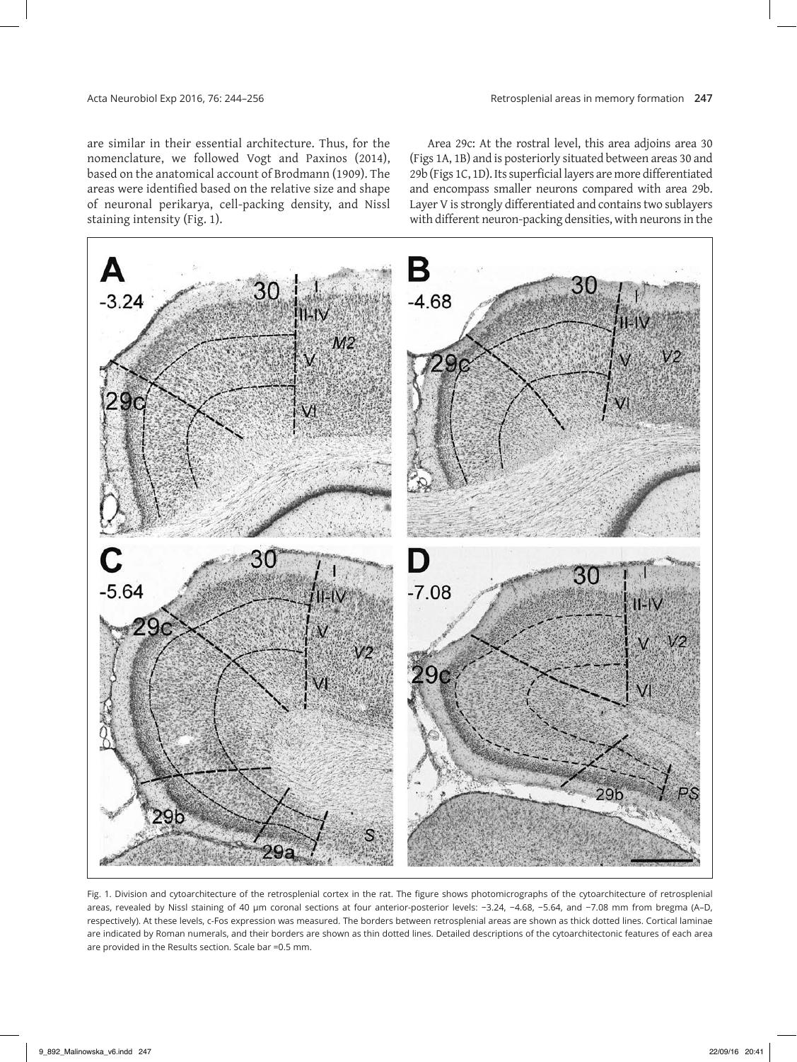are similar in their essential architecture. Thus, for the nomenclature, we followed Vogt and Paxinos (2014), based on the anatomical account of Brodmann (1909). The areas were identified based on the relative size and shape of neuronal perikarya, cell-packing density, and Nissl staining intensity (Fig. 1).

Area 29c: At the rostral level, this area adjoins area 30 (Figs 1A, 1B) and is posteriorly situated between areas 30 and 29b (Figs 1C, 1D). Its superficial layers are more differentiated and encompass smaller neurons compared with area 29b. Layer V is strongly differentiated and contains two sublayers with different neuron-packing densities, with neurons in the

Fig. 1. Division and cytoarchitecture of the retrosplenial cortex in the rat. The figure shows photomicrographs of the cytoarchitecture of retrosplenial areas, revealed by Nissl staining of 40 µm coronal sections at four anterior-posterior levels: −3.24, −4.68, −5.64, and −7.08 mm from bregma (A–D, respectively). At these levels, c-Fos expression was measured. The borders between retrosplenial areas are shown as thick dotted lines. Cortical laminae are indicated by Roman numerals, and their borders are shown as thin dotted lines. Detailed descriptions of the cytoarchitectonic features of each area are provided in the Results section. Scale bar =0.5 mm.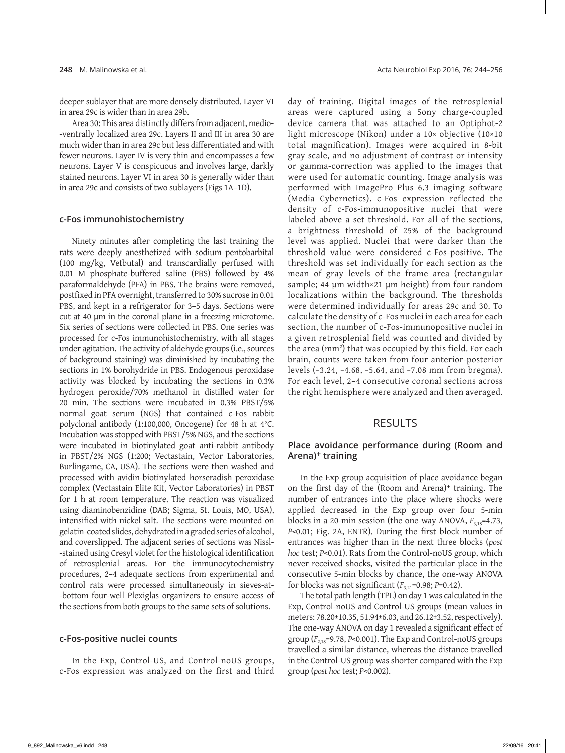deeper sublayer that are more densely distributed. Layer VI in area 29c is wider than in area 29b.

Area 30: This area distinctly differs from adjacent, medio-ventrally localized area 29c. Layers II and III in area 30 are much wider than in area 29c but less differentiated and with fewer neurons. Layer IV is very thin and encompasses a few neurons. Layer V is conspicuous and involves large, darkly stained neurons. Layer VI in area 30 is generally wider than in area 29c and consists of two sublayers (Figs 1A–1D).

### c-Fos immunohistochemistry

Ninety minutes after completing the last training the rats were deeply anesthetized with sodium pentobarbital (100 mg/kg, Vetbutal) and transcardially perfused with 0.01 M phosphate-buffered saline (PBS) followed by 4% paraformaldehyde (PFA) in PBS. The brains were removed, postfixed in PFA overnight, transferred to 30% sucrose in 0.01 PBS, and kept in a refrigerator for 3–5 days. Sections were cut at 40 μm in the coronal plane in a freezing microtome. Six series of sections were collected in PBS. One series was processed for c-Fos immunohistochemistry, with all stages under agitation. The activity of aldehyde groups (i.e., sources of background staining) was diminished by incubating the sections in 1% borohydride in PBS. Endogenous peroxidase activity was blocked by incubating the sections in 0.3% hydrogen peroxide/70% methanol in distilled water for 20 min. The sections were incubated in 0.3% PBST/5% normal goat serum (NGS) that contained c-Fos rabbit polyclonal antibody (1:100,000, Oncogene) for 48 h at 4°C. Incubation was stopped with PBST/5% NGS, and the sections were incubated in biotinylated goat anti-rabbit antibody in PBST/2% NGS (1:200; Vectastain, Vector Laboratories, Burlingame, CA, USA). The sections were then washed and processed with avidin-biotinylated horseradish peroxidase complex (Vectastain Elite Kit, Vector Laboratories) in PBST for 1 h at room temperature. The reaction was visualized using diaminobenzidine (DAB; Sigma, St. Louis, MO, USA), intensified with nickel salt. The sections were mounted on gelatin-coated slides, dehydrated in a graded series of alcohol, and coverslipped. The adjacent series of sections was Nissl-stained using Cresyl violet for the histological identification of retrosplenial areas. For the immunocytochemistry procedures, 2–4 adequate sections from experimental and control rats were processed simultaneously in sieves-at-bottom four-well Plexiglas organizers to ensure access of the sections from both groups to the same sets of solutions.

### c-Fos-positive nuclei counts

In the Exp, Control-US, and Control-noUS groups, c-Fos expression was analyzed on the first and third day of training. Digital images of the retrosplenial areas were captured using a Sony charge-coupled device camera that was attached to an Optiphot-2 light microscope (Nikon) under a 10× objective (10×10 total magnification). Images were acquired in 8-bit gray scale, and no adjustment of contrast or intensity or gamma-correction was applied to the images that were used for automatic counting. Image analysis was performed with ImagePro Plus 6.3 imaging software (Media Cybernetics). c-Fos expression reflected the density of c-Fos-immunopositive nuclei that were labeled above a set threshold. For all of the sections, a brightness threshold of 25% of the background level was applied. Nuclei that were darker than the threshold value were considered c-Fos-positive. The threshold was set individually for each section as the mean of gray levels of the frame area (rectangular sample; 44 μm width×21 μm height) from four random localizations within the background. The thresholds were determined individually for areas 29c and 30. To calculate the density of c-Fos nuclei in each area for each section, the number of c-Fos-immunopositive nuclei in a given retrosplenial field was counted and divided by the area ($mm^2$) that was occupied by this field. For each brain, counts were taken from four anterior-posterior levels (–3.24, –4.68, –5.64, and –7.08 mm from bregma). For each level, 2–4 consecutive coronal sections across the right hemisphere were analyzed and then averaged.

## RESULTS

### Place avoidance performance during (Room and Arena)$^+$ training

In the Exp group acquisition of place avoidance began on the first day of the (Room and Arena)$^+$ training. The number of entrances into the place where shocks were applied decreased in the Exp group over four 5-min blocks in a 20-min session (the one-way ANOVA, $F_{3,18}=4.73$, $P<0.01$; Fig. 2A, ENTR). During the first block number of entrances was higher than in the next three blocks (*post hoc* test; $P<0.01$). Rats from the Control-noUS group, which never received shocks, visited the particular place in the consecutive 5-min blocks by chance, the one-way ANOVA for blocks was not significant ($F_{3,21}=0.98$; $P=0.42$).

The total path length (TPL) on day 1 was calculated in the Exp, Control-noUS and Control-US groups (mean values in meters: 78.20±10.35, 51.94±6.03, and 26.12±3.52, respectively). The one-way ANOVA on day 1 revealed a significant effect of group ($F_{2,18}=9.78$, $P<0.001$). The Exp and Control-noUS groups travelled a similar distance, whereas the distance travelled in the Control-US group was shorter compared with the Exp group (*post hoc* test; $P<0.002$).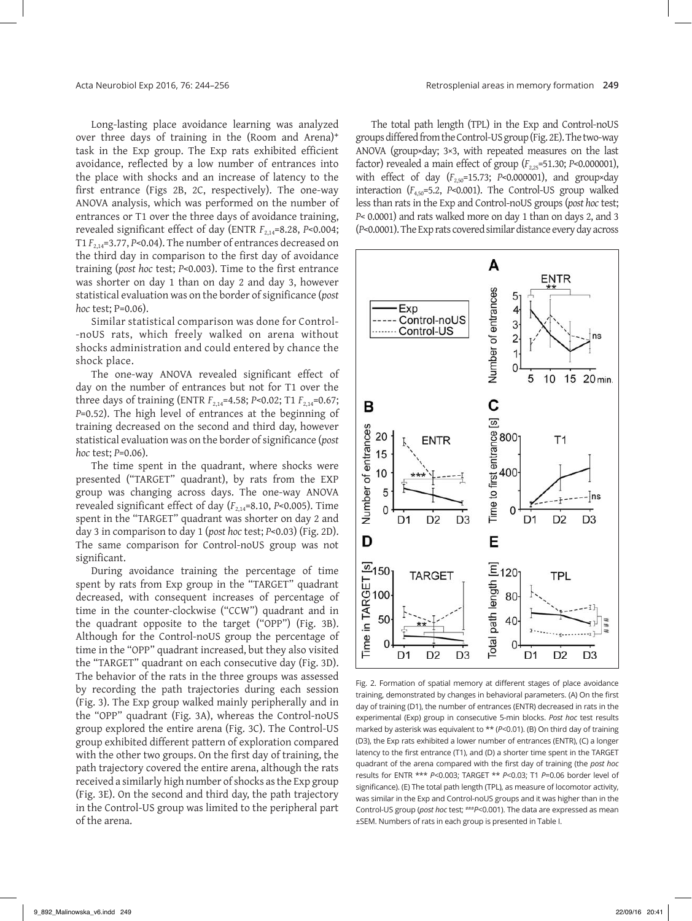Long-lasting place avoidance learning was analyzed over three days of training in the (Room and Arena)⁺ task in the Exp group. The Exp rats exhibited efficient avoidance, reflected by a low number of entrances into the place with shocks and an increase of latency to the first entrance (Figs 2B, 2C, respectively). The one-way ANOVA analysis, which was performed on the number of entrances or T1 over the three days of avoidance training, revealed significant effect of day (ENTR $F_{2,14}$=8.28, *P*<0.004; T1 $F_{2,14}$=3.77, *P*<0.04). The number of entrances decreased on the third day in comparison to the first day of avoidance training (*post hoc* test; *P*<0.003). Time to the first entrance was shorter on day 1 than on day 2 and day 3, however statistical evaluation was on the border of significance (*post hoc* test; P=0.06).

Similar statistical comparison was done for Control-noUS rats, which freely walked on arena without shocks administration and could entered by chance the shock place.

The one-way ANOVA revealed significant effect of day on the number of entrances but not for T1 over the three days of training (ENTR $F_{2,14}$=4.58; *P*<0.02; T1 $F_{2,14}$=0.67; *P*=0.52). The high level of entrances at the beginning of training decreased on the second and third day, however statistical evaluation was on the border of significance (*post hoc* test; *P*=0.06).

The time spent in the quadrant, where shocks were presented ("TARGET" quadrant), by rats from the EXP group was changing across days. The one-way ANOVA revealed significant effect of day ($F_{2,14}$=8.10, *P*<0.005). Time spent in the "TARGET" quadrant was shorter on day 2 and day 3 in comparison to day 1 (*post hoc* test; *P*<0.03) (Fig. 2D). The same comparison for Control-noUS group was not significant.

During avoidance training the percentage of time spent by rats from Exp group in the "TARGET" quadrant decreased, with consequent increases of percentage of time in the counter-clockwise ("CCW") quadrant and in the quadrant opposite to the target ("OPP") (Fig. 3B). Although for the Control-noUS group the percentage of time in the "OPP" quadrant increased, but they also visited the "TARGET" quadrant on each consecutive day (Fig. 3D). The behavior of the rats in the three groups was assessed by recording the path trajectories during each session (Fig. 3). The Exp group walked mainly peripherally and in the "OPP" quadrant (Fig. 3A), whereas the Control-noUS group explored the entire arena (Fig. 3C). The Control-US group exhibited different pattern of exploration compared with the other two groups. On the first day of training, the path trajectory covered the entire arena, although the rats received a similarly high number of shocks as the Exp group (Fig. 3E). On the second and third day, the path trajectory in the Control-US group was limited to the peripheral part of the arena.

The total path length (TPL) in the Exp and Control-noUS groups differed from the Control-US group (Fig. 2E). The two-way ANOVA (group×day; 3×3, with repeated measures on the last factor) revealed a main effect of group ($F_{2,25}$=51.30; *P*<0.000001), with effect of day ($F_{2,50}$=15.73; *P*<0.000001), and group×day interaction ($F_{4,50}$=5.2, *P*<0.001). The Control-US group walked less than rats in the Exp and Control-noUS groups (*post hoc* test; *P*< 0.0001) and rats walked more on day 1 than on days 2, and 3 (*P*<0.0001). The Exp rats covered similar distance every day across

Fig. 2. Formation of spatial memory at different stages of place avoidance training, demonstrated by changes in behavioral parameters. (A) On the first day of training (D1), the number of entrances (ENTR) decreased in rats in the experimental (Exp) group in consecutive 5-min blocks. *Post hoc* test results marked by asterisk was equivalent to ** (*P*<0.01). (B) On third day of training (D3), the Exp rats exhibited a lower number of entrances (ENTR), (C) a longer latency to the first entrance (T1), and (D) a shorter time spent in the TARGET quadrant of the arena compared with the first day of training (the *post hoc* results for ENTR *** *P*<0.003; TARGET ** *P*<0.03; T1 *P*=0.06 border level of significance). (E) The total path length (TPL), as measure of locomotor activity, was similar in the Exp and Control-noUS groups and it was higher than in the Control-US group (*post hoc* test; ###*P*<0.001). The data are expressed as mean ±SEM. Numbers of rats in each group is presented in Table I.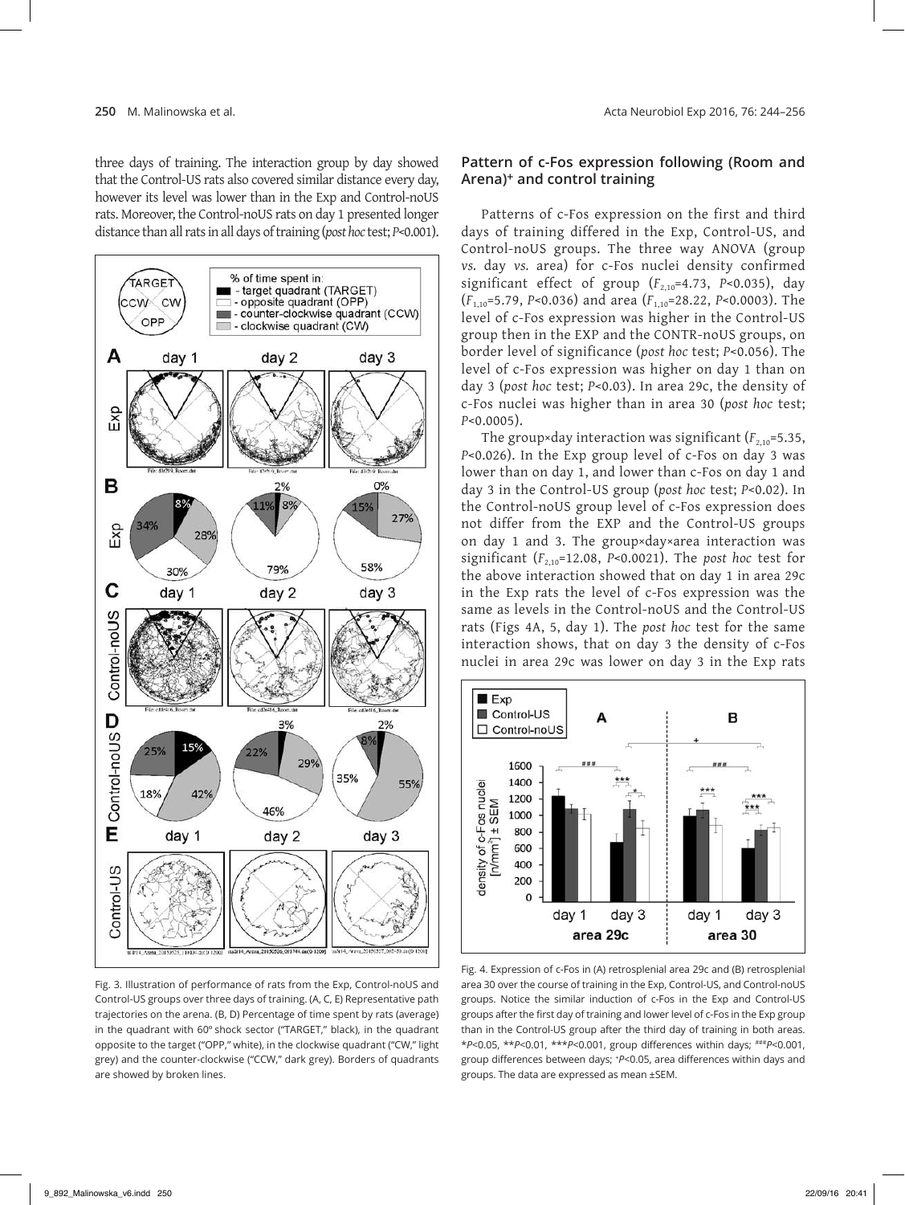three days of training. The interaction group by day showed that the Control-US rats also covered similar distance every day, however its level was lower than in the Exp and Control-noUS rats. Moreover, the Control-noUS rats on day 1 presented longer distance than all rats in all days of training (*post hoc* test; $P<0.001$).

Fig. 3. Illustration of performance of rats from the Exp, Control-noUS and Control-US groups over three days of training. (A, C, E) Representative path trajectories on the arena. (B, D) Percentage of time spent by rats (average) in the quadrant with 60° shock sector ("TARGET," black), in the quadrant opposite to the target ("OPP," white), in the clockwise quadrant ("CW," light grey) and the counter-clockwise ("CCW," dark grey). Borders of quadrants are showed by broken lines.

### Pattern of c-Fos expression following (Room and Arena)+ and control training

Patterns of c-Fos expression on the first and third days of training differed in the Exp, Control-US, and Control-noUS groups. The three way ANOVA (group *vs.* day *vs.* area) for c-Fos nuclei density confirmed significant effect of group ($F_{2,10}=4.73$, $P<0.035$), day ($F_{1,10}=5.79$, $P<0.036$) and area ($F_{1,10}=28.22$, $P<0.0003$). The level of c-Fos expression was higher in the Control-US group then in the EXP and the CONTR-noUS groups, on border level of significance (*post hoc* test; $P<0.056$). The level of c-Fos expression was higher on day 1 than on day 3 (*post hoc* test; $P<0.03$). In area 29c, the density of c-Fos nuclei was higher than in area 30 (*post hoc* test; $P<0.0005$).

The group×day interaction was significant ($F_{2,10}=5.35$, $P<0.026$). In the Exp group level of c-Fos on day 3 was lower than on day 1, and lower than c-Fos on day 1 and day 3 in the Control-US group (*post hoc* test; $P<0.02$). In the Control-noUS group level of c-Fos expression does not differ from the EXP and the Control-US groups on day 1 and 3. The group×day×area interaction was significant ($F_{2,10}=12.08$, $P<0.0021$). The *post hoc* test for the above interaction showed that on day 1 in area 29c in the Exp rats the level of c-Fos expression was the same as levels in the Control-noUS and the Control-US rats (Figs 4A, 5, day 1). The *post hoc* test for the same interaction shows, that on day 3 the density of c-Fos nuclei in area 29c was lower on day 3 in the Exp rats

Fig. 4. Expression of c-Fos in (A) retrosplenial area 29c and (B) retrosplenial area 30 over the course of training in the Exp, Control-US, and Control-noUS groups. Notice the similar induction of c-Fos in the Exp and Control-US groups after the first day of training and lower level of c-Fos in the Exp group than in the Control-US group after the third day of training in both areas. \*$P<0.05$, \*\*$P<0.01$, \*\*\*$P<0.001$, group differences within days; ###$P<0.001$, group differences between days; +$P<0.05$, area differences within days and groups. The data are expressed as mean ±SEM.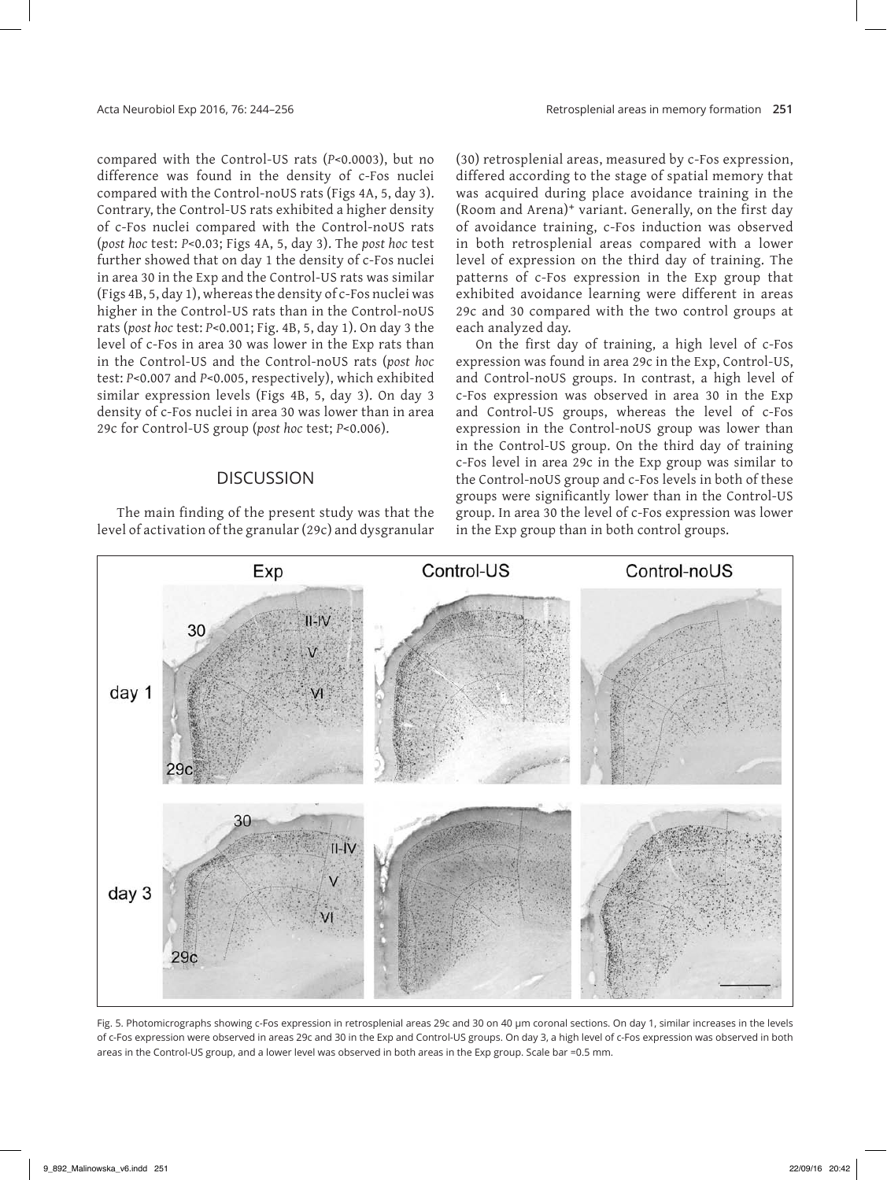compared with the Control-US rats (*P*<0.0003), but no difference was found in the density of c-Fos nuclei compared with the Control-noUS rats (Figs 4A, 5, day 3). Contrary, the Control-US rats exhibited a higher density of c-Fos nuclei compared with the Control-noUS rats (*post hoc* test: *P*<0.03; Figs 4A, 5, day 3). The *post hoc* test further showed that on day 1 the density of c-Fos nuclei in area 30 in the Exp and the Control-US rats was similar (Figs 4B, 5, day 1), whereas the density of c-Fos nuclei was higher in the Control-US rats than in the Control-noUS rats (*post hoc* test: *P*<0.001; Fig. 4B, 5, day 1). On day 3 the level of c-Fos in area 30 was lower in the Exp rats than in the Control-US and the Control-noUS rats (*post hoc* test: *P*<0.007 and *P*<0.005, respectively), which exhibited similar expression levels (Figs 4B, 5, day 3). On day 3 density of c-Fos nuclei in area 30 was lower than in area 29c for Control-US group (*post hoc* test; *P*<0.006).

## DISCUSSION

The main finding of the present study was that the level of activation of the granular (29c) and dysgranular (30) retrosplenial areas, measured by c-Fos expression, differed according to the stage of spatial memory that was acquired during place avoidance training in the (Room and Arena)+ variant. Generally, on the first day of avoidance training, c-Fos induction was observed in both retrosplenial areas compared with a lower level of expression on the third day of training. The patterns of c-Fos expression in the Exp group that exhibited avoidance learning were different in areas 29c and 30 compared with the two control groups at each analyzed day.

On the first day of training, a high level of c-Fos expression was found in area 29c in the Exp, Control-US, and Control-noUS groups. In contrast, a high level of c-Fos expression was observed in area 30 in the Exp and Control-US groups, whereas the level of c-Fos expression in the Control-noUS group was lower than in the Control-US group. On the third day of training c-Fos level in area 29c in the Exp group was similar to the Control-noUS group and c-Fos levels in both of these groups were significantly lower than in the Control-US group. In area 30 the level of c-Fos expression was lower in the Exp group than in both control groups.

Fig. 5. Photomicrographs showing c-Fos expression in retrosplenial areas 29c and 30 on 40 μm coronal sections. On day 1, similar increases in the levels of c-Fos expression were observed in areas 29c and 30 in the Exp and Control-US groups. On day 3, a high level of c-Fos expression was observed in both areas in the Control-US group, and a lower level was observed in both areas in the Exp group. Scale bar =0.5 mm.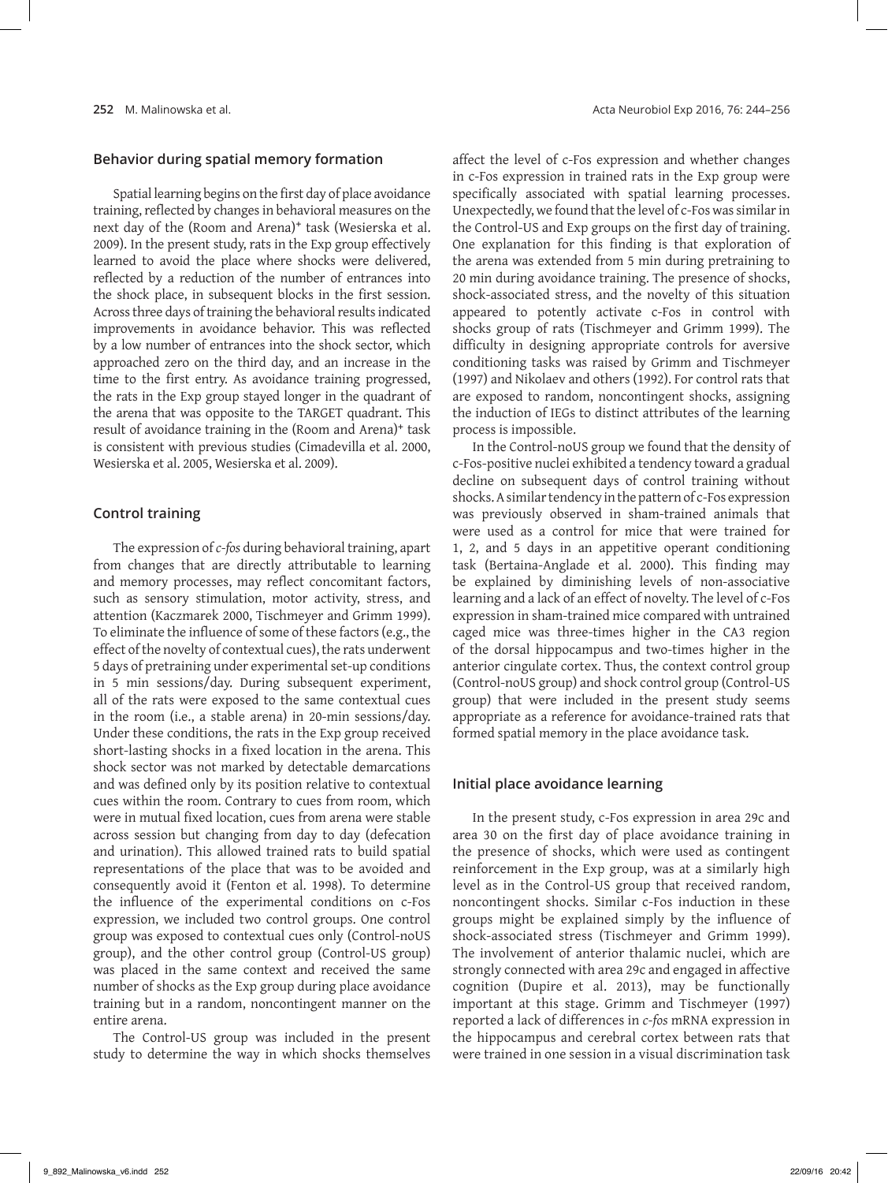### Behavior during spatial memory formation

Spatial learning begins on the first day of place avoidance training, reflected by changes in behavioral measures on the next day of the (Room and Arena)⁺ task (Wesierska et al. 2009). In the present study, rats in the Exp group effectively learned to avoid the place where shocks were delivered, reflected by a reduction of the number of entrances into the shock place, in subsequent blocks in the first session. Across three days of training the behavioral results indicated improvements in avoidance behavior. This was reflected by a low number of entrances into the shock sector, which approached zero on the third day, and an increase in the time to the first entry. As avoidance training progressed, the rats in the Exp group stayed longer in the quadrant of the arena that was opposite to the TARGET quadrant. This result of avoidance training in the (Room and Arena)⁺ task is consistent with previous studies (Cimadevilla et al. 2000, Wesierska et al. 2005, Wesierska et al. 2009).

### Control training

The expression of *c-fos* during behavioral training, apart from changes that are directly attributable to learning and memory processes, may reflect concomitant factors, such as sensory stimulation, motor activity, stress, and attention (Kaczmarek 2000, Tischmeyer and Grimm 1999). To eliminate the influence of some of these factors (e.g., the effect of the novelty of contextual cues), the rats underwent 5 days of pretraining under experimental set-up conditions in 5 min sessions/day. During subsequent experiment, all of the rats were exposed to the same contextual cues in the room (i.e., a stable arena) in 20-min sessions/day. Under these conditions, the rats in the Exp group received short-lasting shocks in a fixed location in the arena. This shock sector was not marked by detectable demarcations and was defined only by its position relative to contextual cues within the room. Contrary to cues from room, which were in mutual fixed location, cues from arena were stable across session but changing from day to day (defecation and urination). This allowed trained rats to build spatial representations of the place that was to be avoided and consequently avoid it (Fenton et al. 1998). To determine the influence of the experimental conditions on c-Fos expression, we included two control groups. One control group was exposed to contextual cues only (Control-noUS group), and the other control group (Control-US group) was placed in the same context and received the same number of shocks as the Exp group during place avoidance training but in a random, noncontingent manner on the entire arena.

The Control-US group was included in the present study to determine the way in which shocks themselves affect the level of c-Fos expression and whether changes in c-Fos expression in trained rats in the Exp group were specifically associated with spatial learning processes. Unexpectedly, we found that the level of c-Fos was similar in the Control-US and Exp groups on the first day of training. One explanation for this finding is that exploration of the arena was extended from 5 min during pretraining to 20 min during avoidance training. The presence of shocks, shock-associated stress, and the novelty of this situation appeared to potently activate c-Fos in control with shocks group of rats (Tischmeyer and Grimm 1999). The difficulty in designing appropriate controls for aversive conditioning tasks was raised by Grimm and Tischmeyer (1997) and Nikolaev and others (1992). For control rats that are exposed to random, noncontingent shocks, assigning the induction of IEGs to distinct attributes of the learning process is impossible.

In the Control-noUS group we found that the density of c-Fos-positive nuclei exhibited a tendency toward a gradual decline on subsequent days of control training without shocks. A similar tendency in the pattern of c-Fos expression was previously observed in sham-trained animals that were used as a control for mice that were trained for 1, 2, and 5 days in an appetitive operant conditioning task (Bertaina-Anglade et al. 2000). This finding may be explained by diminishing levels of non-associative learning and a lack of an effect of novelty. The level of c-Fos expression in sham-trained mice compared with untrained caged mice was three-times higher in the CA3 region of the dorsal hippocampus and two-times higher in the anterior cingulate cortex. Thus, the context control group (Control-noUS group) and shock control group (Control-US group) that were included in the present study seems appropriate as a reference for avoidance-trained rats that formed spatial memory in the place avoidance task.

### Initial place avoidance learning

In the present study, c-Fos expression in area 29c and area 30 on the first day of place avoidance training in the presence of shocks, which were used as contingent reinforcement in the Exp group, was at a similarly high level as in the Control-US group that received random, noncontingent shocks. Similar c-Fos induction in these groups might be explained simply by the influence of shock-associated stress (Tischmeyer and Grimm 1999). The involvement of anterior thalamic nuclei, which are strongly connected with area 29c and engaged in affective cognition (Dupire et al. 2013), may be functionally important at this stage. Grimm and Tischmeyer (1997) reported a lack of differences in *c-fos* mRNA expression in the hippocampus and cerebral cortex between rats that were trained in one session in a visual discrimination task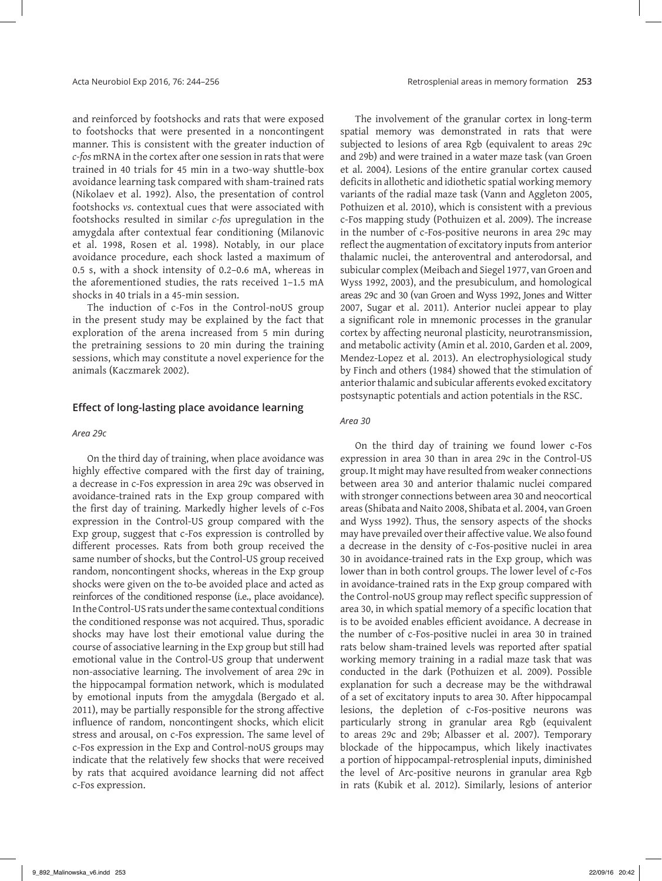and reinforced by footshocks and rats that were exposed to footshocks that were presented in a noncontingent manner. This is consistent with the greater induction of *c-fos* mRNA in the cortex after one session in rats that were trained in 40 trials for 45 min in a two-way shuttle-box avoidance learning task compared with sham-trained rats (Nikolaev et al. 1992). Also, the presentation of control footshocks *vs*. contextual cues that were associated with footshocks resulted in similar *c-fos* upregulation in the amygdala after contextual fear conditioning (Milanovic et al. 1998, Rosen et al. 1998). Notably, in our place avoidance procedure, each shock lasted a maximum of 0.5 s, with a shock intensity of 0.2–0.6 mA, whereas in the aforementioned studies, the rats received 1–1.5 mA shocks in 40 trials in a 45-min session.

The induction of c-Fos in the Control-noUS group in the present study may be explained by the fact that exploration of the arena increased from 5 min during the pretraining sessions to 20 min during the training sessions, which may constitute a novel experience for the animals (Kaczmarek 2002).

## Effect of long-lasting place avoidance learning

### *Area 29c*

On the third day of training, when place avoidance was highly effective compared with the first day of training, a decrease in c-Fos expression in area 29c was observed in avoidance-trained rats in the Exp group compared with the first day of training. Markedly higher levels of c-Fos expression in the Control-US group compared with the Exp group, suggest that c-Fos expression is controlled by different processes. Rats from both group received the same number of shocks, but the Control-US group received random, noncontingent shocks, whereas in the Exp group shocks were given on the to-be avoided place and acted as reinforces of the conditioned response (i.e., place avoidance). In the Control-US rats under the same contextual conditions the conditioned response was not acquired. Thus, sporadic shocks may have lost their emotional value during the course of associative learning in the Exp group but still had emotional value in the Control-US group that underwent non-associative learning. The involvement of area 29c in the hippocampal formation network, which is modulated by emotional inputs from the amygdala (Bergado et al. 2011), may be partially responsible for the strong affective influence of random, noncontingent shocks, which elicit stress and arousal, on c-Fos expression. The same level of c-Fos expression in the Exp and Control-noUS groups may indicate that the relatively few shocks that were received by rats that acquired avoidance learning did not affect c-Fos expression.

The involvement of the granular cortex in long-term spatial memory was demonstrated in rats that were subjected to lesions of area Rgb (equivalent to areas 29c and 29b) and were trained in a water maze task (van Groen et al. 2004). Lesions of the entire granular cortex caused deficits in allothetic and idiothetic spatial working memory variants of the radial maze task (Vann and Aggleton 2005, Pothuizen et al. 2010), which is consistent with a previous c-Fos mapping study (Pothuizen et al. 2009). The increase in the number of c-Fos-positive neurons in area 29c may reflect the augmentation of excitatory inputs from anterior thalamic nuclei, the anteroventral and anterodorsal, and subicular complex (Meibach and Siegel 1977, van Groen and Wyss 1992, 2003), and the presubiculum, and homological areas 29c and 30 (van Groen and Wyss 1992, Jones and Witter 2007, Sugar et al. 2011). Anterior nuclei appear to play a significant role in mnemonic processes in the granular cortex by affecting neuronal plasticity, neurotransmission, and metabolic activity (Amin et al. 2010, Garden et al. 2009, Mendez-Lopez et al. 2013). An electrophysiological study by Finch and others (1984) showed that the stimulation of anterior thalamic and subicular afferents evoked excitatory postsynaptic potentials and action potentials in the RSC.

### *Area 30*

On the third day of training we found lower c-Fos expression in area 30 than in area 29c in the Control-US group. It might may have resulted from weaker connections between area 30 and anterior thalamic nuclei compared with stronger connections between area 30 and neocortical areas (Shibata and Naito 2008, Shibata et al. 2004, van Groen and Wyss 1992). Thus, the sensory aspects of the shocks may have prevailed over their affective value. We also found a decrease in the density of c-Fos-positive nuclei in area 30 in avoidance-trained rats in the Exp group, which was lower than in both control groups. The lower level of c-Fos in avoidance-trained rats in the Exp group compared with the Control-noUS group may reflect specific suppression of area 30, in which spatial memory of a specific location that is to be avoided enables efficient avoidance. A decrease in the number of c-Fos-positive nuclei in area 30 in trained rats below sham-trained levels was reported after spatial working memory training in a radial maze task that was conducted in the dark (Pothuizen et al. 2009). Possible explanation for such a decrease may be the withdrawal of a set of excitatory inputs to area 30. After hippocampal lesions, the depletion of c-Fos-positive neurons was particularly strong in granular area Rgb (equivalent to areas 29c and 29b; Albasser et al. 2007). Temporary blockade of the hippocampus, which likely inactivates a portion of hippocampal-retrosplenial inputs, diminished the level of Arc-positive neurons in granular area Rgb in rats (Kubik et al. 2012). Similarly, lesions of anterior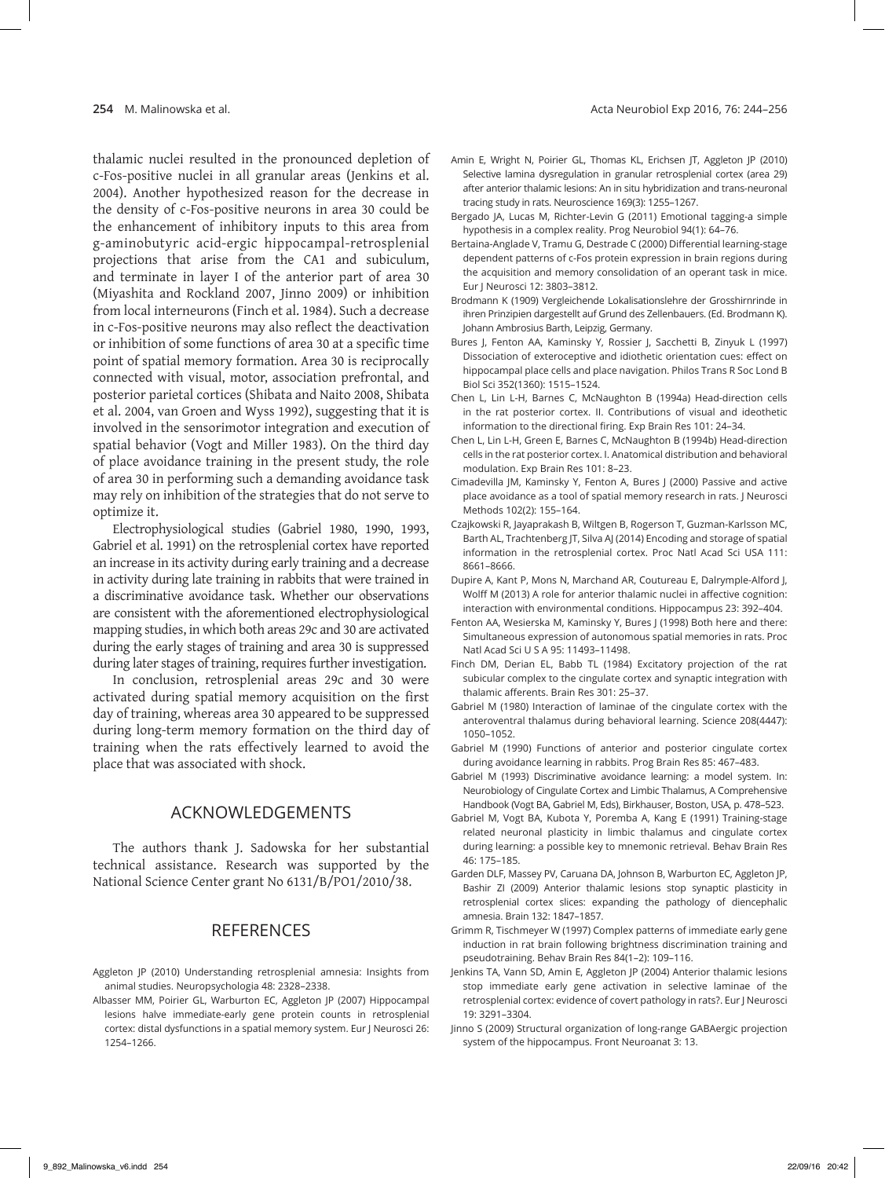thalamic nuclei resulted in the pronounced depletion of c-Fos-positive nuclei in all granular areas (Jenkins et al. 2004). Another hypothesized reason for the decrease in the density of c-Fos-positive neurons in area 30 could be the enhancement of inhibitory inputs to this area from g-aminobutyric acid-ergic hippocampal-retrosplenial projections that arise from the CA1 and subiculum, and terminate in layer I of the anterior part of area 30 (Miyashita and Rockland 2007, Jinno 2009) or inhibition from local interneurons (Finch et al. 1984). Such a decrease in c-Fos-positive neurons may also reflect the deactivation or inhibition of some functions of area 30 at a specific time point of spatial memory formation. Area 30 is reciprocally connected with visual, motor, association prefrontal, and posterior parietal cortices (Shibata and Naito 2008, Shibata et al. 2004, van Groen and Wyss 1992), suggesting that it is involved in the sensorimotor integration and execution of spatial behavior (Vogt and Miller 1983). On the third day of place avoidance training in the present study, the role of area 30 in performing such a demanding avoidance task may rely on inhibition of the strategies that do not serve to optimize it.

Electrophysiological studies (Gabriel 1980, 1990, 1993, Gabriel et al. 1991) on the retrosplenial cortex have reported an increase in its activity during early training and a decrease in activity during late training in rabbits that were trained in a discriminative avoidance task. Whether our observations are consistent with the aforementioned electrophysiological mapping studies, in which both areas 29c and 30 are activated during the early stages of training and area 30 is suppressed during later stages of training, requires further investigation.

In conclusion, retrosplenial areas 29c and 30 were activated during spatial memory acquisition on the first day of training, whereas area 30 appeared to be suppressed during long-term memory formation on the third day of training when the rats effectively learned to avoid the place that was associated with shock.

## ACKNOWLEDGEMENTS

The authors thank J. Sadowska for her substantial technical assistance. Research was supported by the National Science Center grant No 6131/B/PO1/2010/38.

## REFERENCES

Aggleton JP (2010) Understanding retrosplenial amnesia: Insights from animal studies. Neuropsychologia 48: 2328–2338.

Albasser MM, Poirier GL, Warburton EC, Aggleton JP (2007) Hippocampal lesions halve immediate-early gene protein counts in retrosplenial cortex: distal dysfunctions in a spatial memory system. Eur J Neurosci 26: 1254–1266.

Amin E, Wright N, Poirier GL, Thomas KL, Erichsen JT, Aggleton JP (2010) Selective lamina dysregulation in granular retrosplenial cortex (area 29) after anterior thalamic lesions: An in situ hybridization and trans-neuronal tracing study in rats. Neuroscience 169(3): 1255–1267.

Bergado JA, Lucas M, Richter-Levin G (2011) Emotional tagging-a simple hypothesis in a complex reality. Prog Neurobiol 94(1): 64–76.

Bertaina-Anglade V, Tramu G, Destrade C (2000) Differential learning-stage dependent patterns of c-Fos protein expression in brain regions during the acquisition and memory consolidation of an operant task in mice. Eur J Neurosci 12: 3803–3812.

Brodmann K (1909) Vergleichende Lokalisationslehre der Grosshirnrinde in ihren Prinzipien dargestellt auf Grund des Zellenbauers. (Ed. Brodmann K). Johann Ambrosius Barth, Leipzig, Germany.

Bures J, Fenton AA, Kaminsky Y, Rossier J, Sacchetti B, Zinyuk L (1997) Dissociation of exteroceptive and idiothetic orientation cues: effect on hippocampal place cells and place navigation. Philos Trans R Soc Lond B Biol Sci 352(1360): 1515–1524.

Chen L, Lin L-H, Barnes C, McNaughton B (1994a) Head-direction cells in the rat posterior cortex. II. Contributions of visual and ideothetic information to the directional firing. Exp Brain Res 101: 24–34.

Chen L, Lin L-H, Green E, Barnes C, McNaughton B (1994b) Head-direction cells in the rat posterior cortex. I. Anatomical distribution and behavioral modulation. Exp Brain Res 101: 8–23.

Cimadevilla JM, Kaminsky Y, Fenton A, Bures J (2000) Passive and active place avoidance as a tool of spatial memory research in rats. J Neurosci Methods 102(2): 155–164.

Czajkowski R, Jayaprakash B, Wiltgen B, Rogerson T, Guzman-Karlsson MC, Barth AL, Trachtenberg JT, Silva AJ (2014) Encoding and storage of spatial information in the retrosplenial cortex. Proc Natl Acad Sci USA 111: 8661–8666.

Dupire A, Kant P, Mons N, Marchand AR, Coutureau E, Dalrymple-Alford J, Wolff M (2013) A role for anterior thalamic nuclei in affective cognition: interaction with environmental conditions. Hippocampus 23: 392–404.

Fenton AA, Wesierska M, Kaminsky Y, Bures J (1998) Both here and there: Simultaneous expression of autonomous spatial memories in rats. Proc Natl Acad Sci U S A 95: 11493–11498.

Finch DM, Derian EL, Babb TL (1984) Excitatory projection of the rat subicular complex to the cingulate cortex and synaptic integration with thalamic afferents. Brain Res 301: 25–37.

Gabriel M (1980) Interaction of laminae of the cingulate cortex with the anteroventral thalamus during behavioral learning. Science 208(4447): 1050–1052.

Gabriel M (1990) Functions of anterior and posterior cingulate cortex during avoidance learning in rabbits. Prog Brain Res 85: 467–483.

Gabriel M (1993) Discriminative avoidance learning: a model system. In: Neurobiology of Cingulate Cortex and Limbic Thalamus, A Comprehensive Handbook (Vogt BA, Gabriel M, Eds), Birkhauser, Boston, USA, p. 478–523.

Gabriel M, Vogt BA, Kubota Y, Poremba A, Kang E (1991) Training-stage related neuronal plasticity in limbic thalamus and cingulate cortex during learning: a possible key to mnemonic retrieval. Behav Brain Res 46: 175–185.

Garden DLF, Massey PV, Caruana DA, Johnson B, Warburton EC, Aggleton JP, Bashir ZI (2009) Anterior thalamic lesions stop synaptic plasticity in retrosplenial cortex slices: expanding the pathology of diencephalic amnesia. Brain 132: 1847–1857.

Grimm R, Tischmeyer W (1997) Complex patterns of immediate early gene induction in rat brain following brightness discrimination training and pseudotraining. Behav Brain Res 84(1–2): 109–116.

Jenkins TA, Vann SD, Amin E, Aggleton JP (2004) Anterior thalamic lesions stop immediate early gene activation in selective laminae of the retrosplenial cortex: evidence of covert pathology in rats?. Eur J Neurosci 19: 3291–3304.

Jinno S (2009) Structural organization of long-range GABAergic projection system of the hippocampus. Front Neuroanat 3: 13.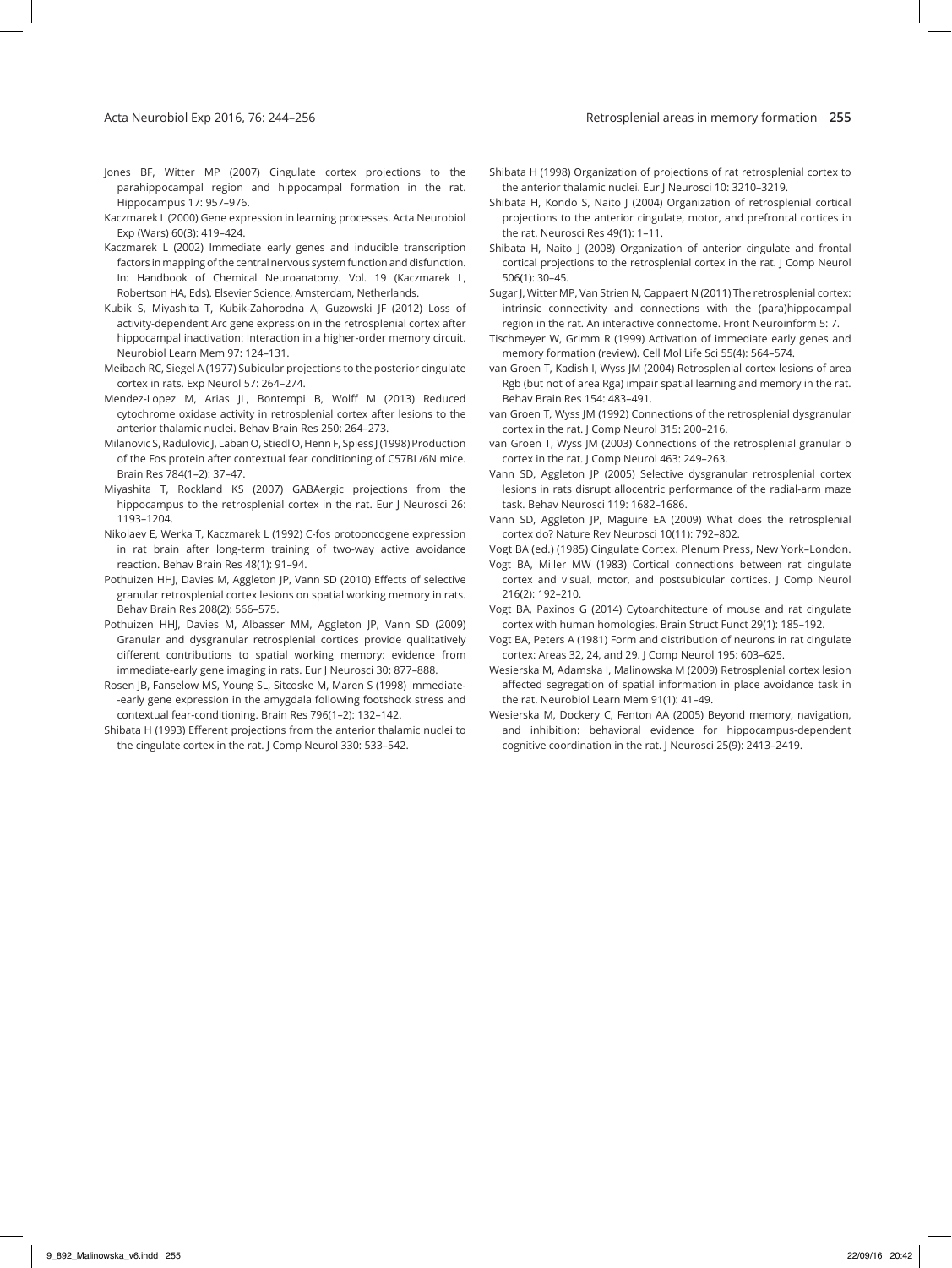Jones BF, Witter MP (2007) Cingulate cortex projections to the parahippocampal region and hippocampal formation in the rat. Hippocampus 17: 957–976.

Kaczmarek L (2000) Gene expression in learning processes. Acta Neurobiol Exp (Wars) 60(3): 419–424.

Kaczmarek L (2002) Immediate early genes and inducible transcription factors in mapping of the central nervous system function and disfunction. In: Handbook of Chemical Neuroanatomy. Vol. 19 (Kaczmarek L, Robertson HA, Eds). Elsevier Science, Amsterdam, Netherlands.

Kubik S, Miyashita T, Kubik-Zahorodna A, Guzowski JF (2012) Loss of activity-dependent Arc gene expression in the retrosplenial cortex after hippocampal inactivation: Interaction in a higher-order memory circuit. Neurobiol Learn Mem 97: 124–131.

Meibach RC, Siegel A (1977) Subicular projections to the posterior cingulate cortex in rats. Exp Neurol 57: 264–274.

Mendez-Lopez M, Arias JL, Bontempi B, Wolff M (2013) Reduced cytochrome oxidase activity in retrosplenial cortex after lesions to the anterior thalamic nuclei. Behav Brain Res 250: 264–273.

Milanovic S, Radulovic J, Laban O, Stiedl O, Henn F, Spiess J (1998) Production of the Fos protein after contextual fear conditioning of C57BL/6N mice. Brain Res 784(1–2): 37–47.

Miyashita T, Rockland KS (2007) GABAergic projections from the hippocampus to the retrosplenial cortex in the rat. Eur J Neurosci 26: 1193–1204.

Nikolaev E, Werka T, Kaczmarek L (1992) C-fos protooncogene expression in rat brain after long-term training of two-way active avoidance reaction. Behav Brain Res 48(1): 91–94.

Pothuizen HHJ, Davies M, Aggleton JP, Vann SD (2010) Effects of selective granular retrosplenial cortex lesions on spatial working memory in rats. Behav Brain Res 208(2): 566–575.

Pothuizen HHJ, Davies M, Albasser MM, Aggleton JP, Vann SD (2009) Granular and dysgranular retrosplenial cortices provide qualitatively different contributions to spatial working memory: evidence from immediate-early gene imaging in rats. Eur J Neurosci 30: 877–888.

Rosen JB, Fanselow MS, Young SL, Sitcoske M, Maren S (1998) Immediate--early gene expression in the amygdala following footshock stress and contextual fear-conditioning. Brain Res 796(1–2): 132–142.

Shibata H (1993) Efferent projections from the anterior thalamic nuclei to the cingulate cortex in the rat. J Comp Neurol 330: 533–542.

Shibata H (1998) Organization of projections of rat retrosplenial cortex to the anterior thalamic nuclei. Eur J Neurosci 10: 3210–3219.

Shibata H, Kondo S, Naito J (2004) Organization of retrosplenial cortical projections to the anterior cingulate, motor, and prefrontal cortices in the rat. Neurosci Res 49(1): 1–11.

Shibata H, Naito J (2008) Organization of anterior cingulate and frontal cortical projections to the retrosplenial cortex in the rat. J Comp Neurol 506(1): 30–45.

Sugar J, Witter MP, Van Strien N, Cappaert N (2011) The retrosplenial cortex: intrinsic connectivity and connections with the (para)hippocampal region in the rat. An interactive connectome. Front Neuroinform 5: 7.

Tischmeyer W, Grimm R (1999) Activation of immediate early genes and memory formation (review). Cell Mol Life Sci 55(4): 564–574.

van Groen T, Kadish I, Wyss JM (2004) Retrosplenial cortex lesions of area Rgb (but not of area Rga) impair spatial learning and memory in the rat. Behav Brain Res 154: 483–491.

van Groen T, Wyss JM (1992) Connections of the retrosplenial dysgranular cortex in the rat. J Comp Neurol 315: 200–216.

van Groen T, Wyss JM (2003) Connections of the retrosplenial granular b cortex in the rat. J Comp Neurol 463: 249–263.

Vann SD, Aggleton JP (2005) Selective dysgranular retrosplenial cortex lesions in rats disrupt allocentric performance of the radial-arm maze task. Behav Neurosci 119: 1682–1686.

Vann SD, Aggleton JP, Maguire EA (2009) What does the retrosplenial cortex do? Nature Rev Neurosci 10(11): 792–802.

Vogt BA (ed.) (1985) Cingulate Cortex. Plenum Press, New York–London.

Vogt BA, Miller MW (1983) Cortical connections between rat cingulate cortex and visual, motor, and postsubicular cortices. J Comp Neurol 216(2): 192–210.

Vogt BA, Paxinos G (2014) Cytoarchitecture of mouse and rat cingulate cortex with human homologies. Brain Struct Funct 29(1): 185–192.

Vogt BA, Peters A (1981) Form and distribution of neurons in rat cingulate cortex: Areas 32, 24, and 29. J Comp Neurol 195: 603–625.

Wesierska M, Adamska I, Malinowska M (2009) Retrosplenial cortex lesion affected segregation of spatial information in place avoidance task in the rat. Neurobiol Learn Mem 91(1): 41–49.

Wesierska M, Dockery C, Fenton AA (2005) Beyond memory, navigation, and inhibition: behavioral evidence for hippocampus-dependent cognitive coordination in the rat. J Neurosci 25(9): 2413–2419.